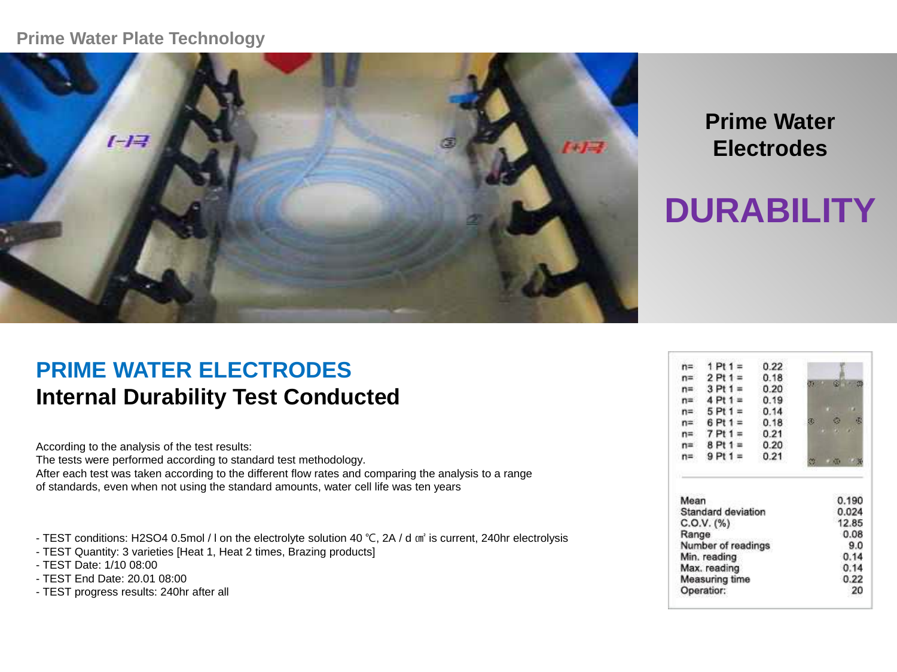Prime Water Plate Technology

# Prime Water Electrodes

# DURABILITY

## PRIME WATER ELECTRODES

## Internal Durability Test Conducted

According to the analysis of the test results:
The tests were performed according to standard test methodology.
After each test was taken according to the different flow rates and comparing the analysis to a range of standards, even when not using the standard amounts, water cell life was ten years

- TEST conditions: $H_2SO_4$ 0.5mol / l on the electrolyte solution 40 ℃, 2A / d ㎠ is current, 240hr electrolysis
- TEST Quantity: 3 varieties [Heat 1, Heat 2 times, Brazing products]
- TEST Date: 1/10 08:00
- TEST End Date: 20.01 08:00
- TEST progress results: 240hr after all

| n= | Pt 1 = | Value |
|---|---|---|
| n= | 1 Pt 1 = | 0.22 |
| n= | 2 Pt 1 = | 0.18 |
| n= | 3 Pt 1 = | 0.20 |
| n= | 4 Pt 1 = | 0.19 |
| n= | 5 Pt 1 = | 0.14 |
| n= | 6 Pt 1 = | 0.18 |
| n= | 7 Pt 1 = | 0.21 |
| n= | 8 Pt 1 = | 0.20 |
| n= | 9 Pt 1 = | 0.21 |

| Statistic | Value |
|---|---|
| Mean | 0.190 |
| Standard deviation | 0.024 |
| C.O.V. (%) | 12.85 |
| Range | 0.08 |
| Number of readings | 9.0 |
| Min. reading | 0.14 |
| Max. reading | 0.14 |
| Measuring time | 0.22 |
| Operatior: | 20 |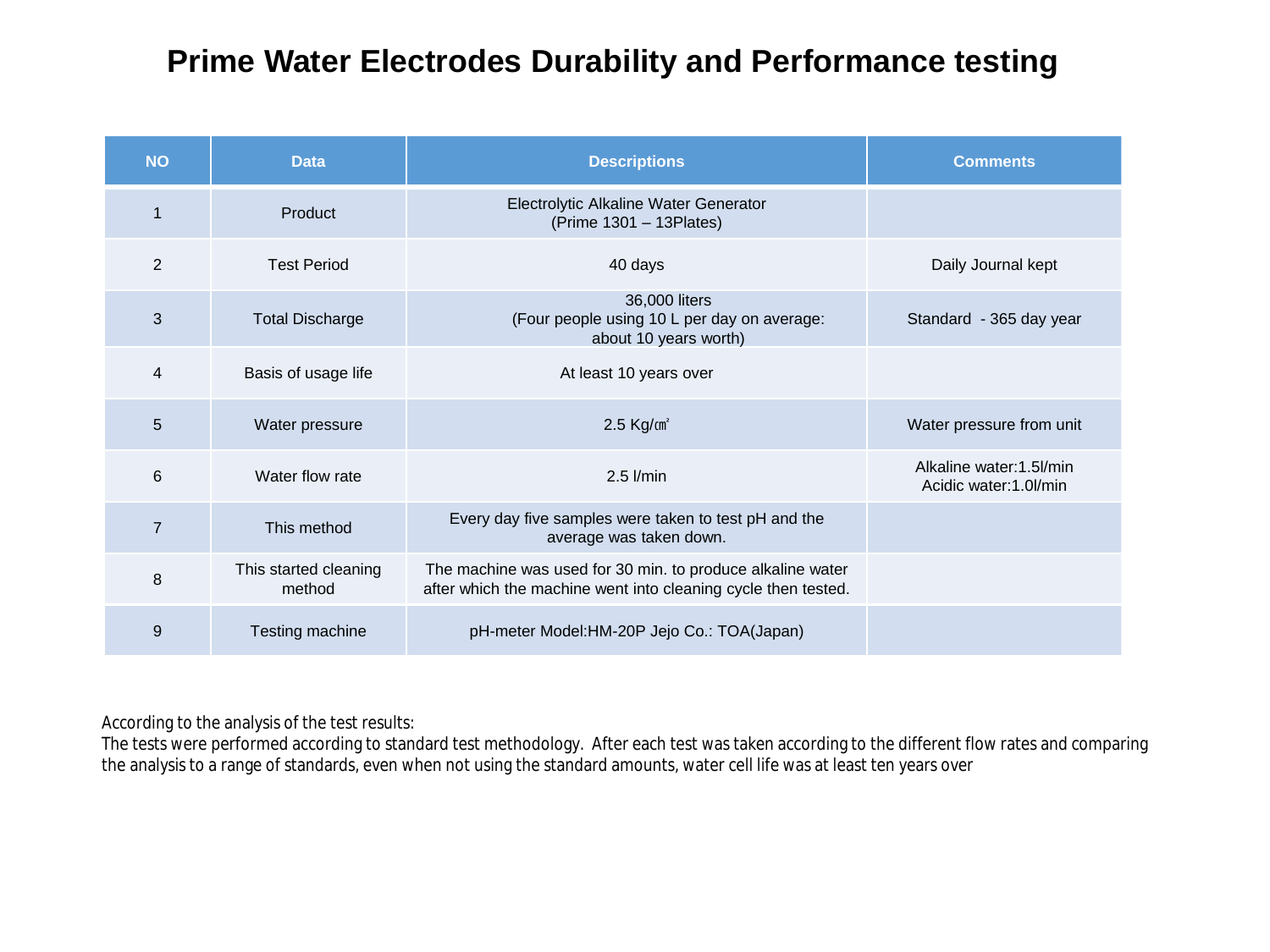# Prime Water Electrodes Durability and Performance testing

| NO | Data | Descriptions | Comments |
|---|---|---|---|
| 1 | Product | Electrolytic Alkaline Water Generator (Prime 1301 – 13Plates) | |
| 2 | Test Period | 40 days | Daily Journal kept |
| 3 | Total Discharge | 36,000 liters (Four people using 10 L per day on average: about 10 years worth) | Standard - 365 day year |
| 4 | Basis of usage life | At least 10 years over | |
| 5 | Water pressure | 2.5 Kg/㎠ | Water pressure from unit |
| 6 | Water flow rate | 2.5 l/min | Alkaline water:1.5l/min Acidic water:1.0l/min |
| 7 | This method | Every day five samples were taken to test pH and the average was taken down. | |
| 8 | This started cleaning method | The machine was used for 30 min. to produce alkaline water after which the machine went into cleaning cycle then tested. | |
| 9 | Testing machine | pH-meter Model:HM-20P Jejo Co.: TOA(Japan) | |

According to the analysis of the test results:
The tests were performed according to standard test methodology. After each test was taken according to the different flow rates and comparing the analysis to a range of standards, even when not using the standard amounts, water cell life was at least ten years over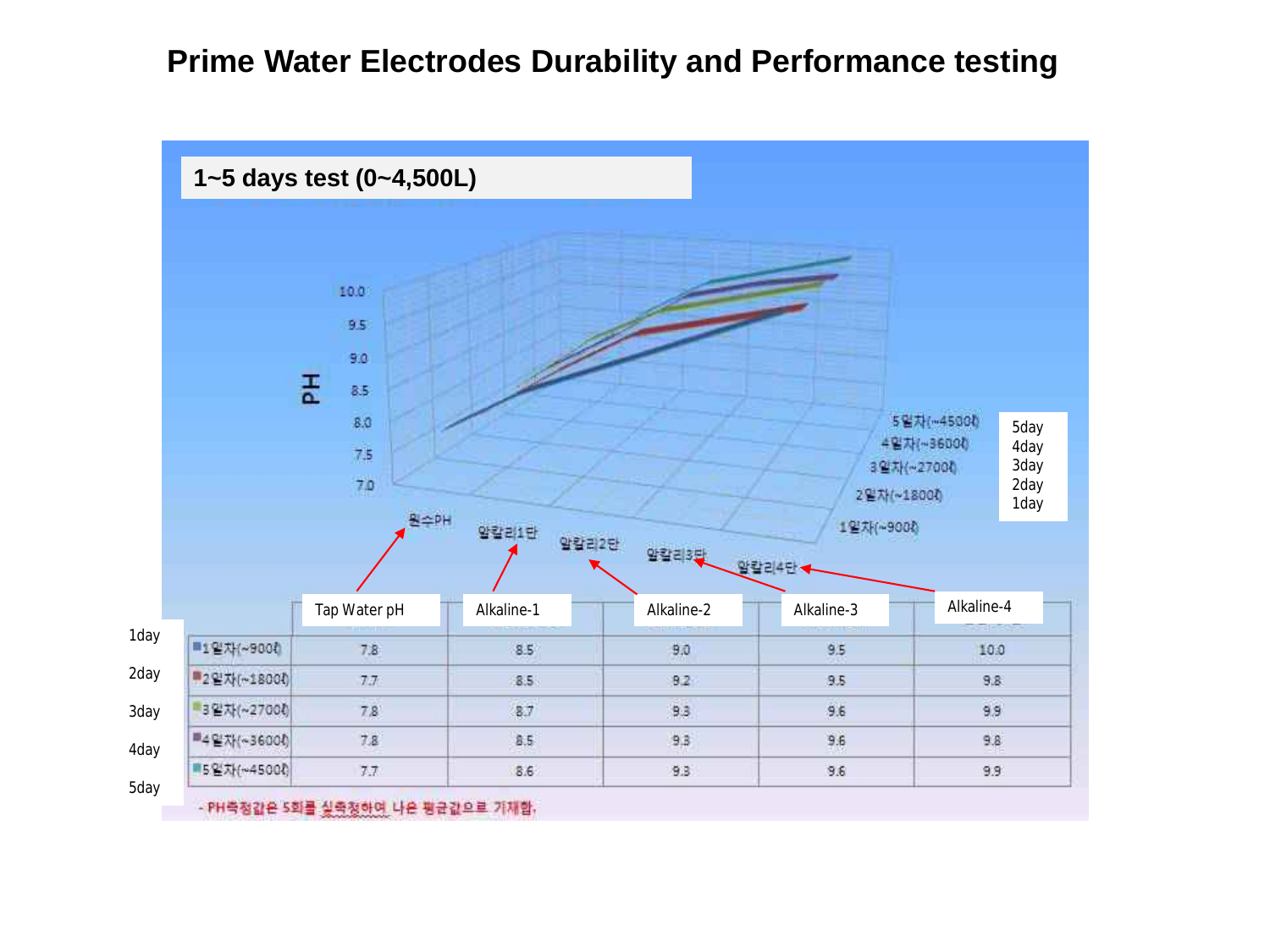# Prime Water Electrodes Durability and Performance testing

## 1~5 days test (0~4,500L)

| | Tap Water pH | Alkaline-1 | Alkaline-2 | Alkaline-3 | Alkaline-4 |
|---|---|---|---|---|---|
| 1day (1일차(~900ℓ)) | 7.8 | 8.5 | 9.0 | 9.5 | 10.0 |
| 2day (2일차(~1800ℓ)) | 7.7 | 8.5 | 9.2 | 9.5 | 9.8 |
| 3day (3일차(~2700ℓ)) | 7.8 | 8.7 | 9.3 | 9.6 | 9.9 |
| 4day (4일차(~3600ℓ)) | 7.8 | 8.5 | 9.3 | 9.6 | 9.8 |
| 5day (5일차(~4500ℓ)) | 7.7 | 8.6 | 9.3 | 9.6 | 9.9 |

- PH측정값은 5회를 실측정하여 나온 평균값으로 기재함.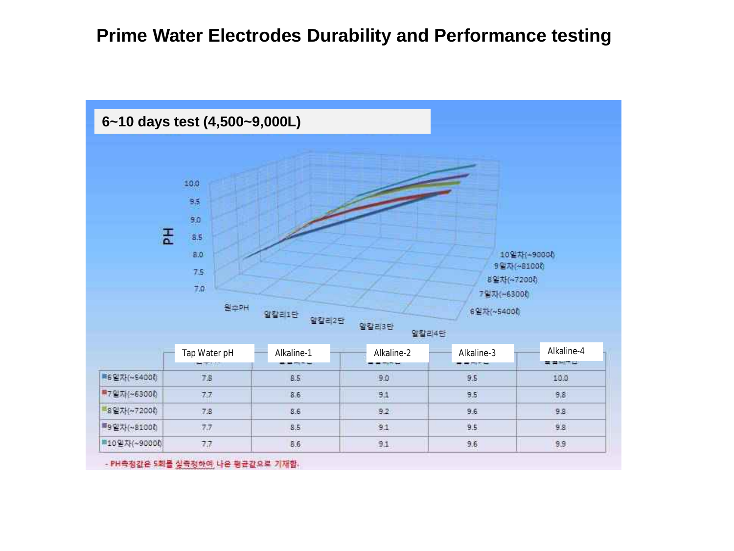# Prime Water Electrodes Durability and Performance testing

## 6~10 days test (4,500~9,000L)

| | Tap Water pH | Alkaline-1 | Alkaline-2 | Alkaline-3 | Alkaline-4 |
|---|---|---|---|---|---|
| 6일차(~5400ℓ) | 7.8 | 8.5 | 9.0 | 9.5 | 10.0 |
| 7일차(~6300ℓ) | 7.7 | 8.6 | 9.1 | 9.5 | 9.8 |
| 8일차(~7200ℓ) | 7.8 | 8.6 | 9.2 | 9.6 | 9.8 |
| 9일차(~8100ℓ) | 7.7 | 8.5 | 9.1 | 9.5 | 9.8 |
| 10일차(~9000ℓ) | 7.7 | 8.6 | 9.1 | 9.6 | 9.9 |

- PH측정값은 5회를 실측정하여 나온 평균값으로 기재함.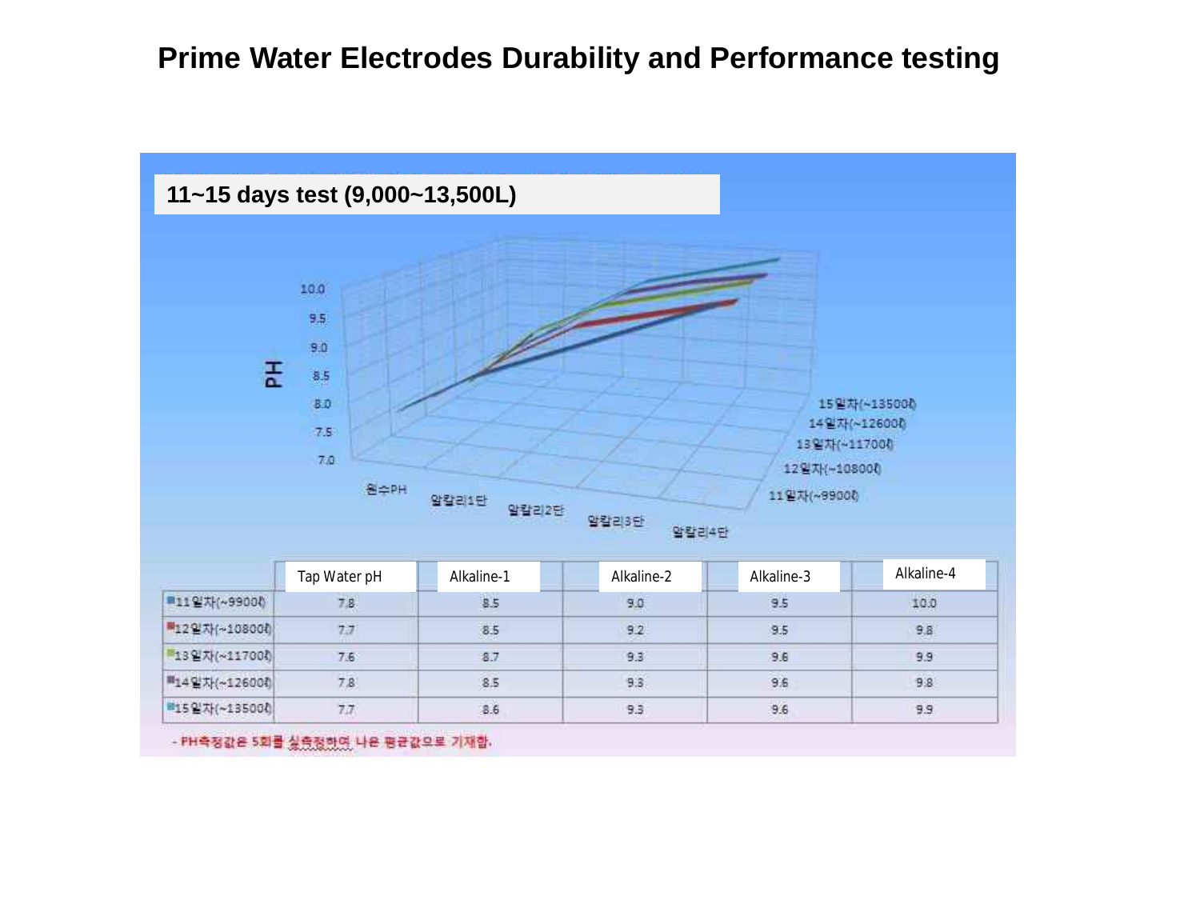# Prime Water Electrodes Durability and Performance testing

## 11~15 days test (9,000~13,500L)

| | Tap Water pH | Alkaline-1 | Alkaline-2 | Alkaline-3 | Alkaline-4 |
|---|---|---|---|---|---|
| 11일차(~9900ℓ) | 7.8 | 8.5 | 9.0 | 9.5 | 10.0 |
| 12일차(~10800ℓ) | 7.7 | 8.5 | 9.2 | 9.5 | 9.8 |
| 13일차(~11700ℓ) | 7.6 | 8.7 | 9.3 | 9.6 | 9.9 |
| 14일차(~12600ℓ) | 7.8 | 8.5 | 9.3 | 9.6 | 9.8 |
| 15일차(~13500ℓ) | 7.7 | 8.6 | 9.3 | 9.6 | 9.9 |

- PH측정값은 5회를 실측정하여 나온 평균값으로 기재함.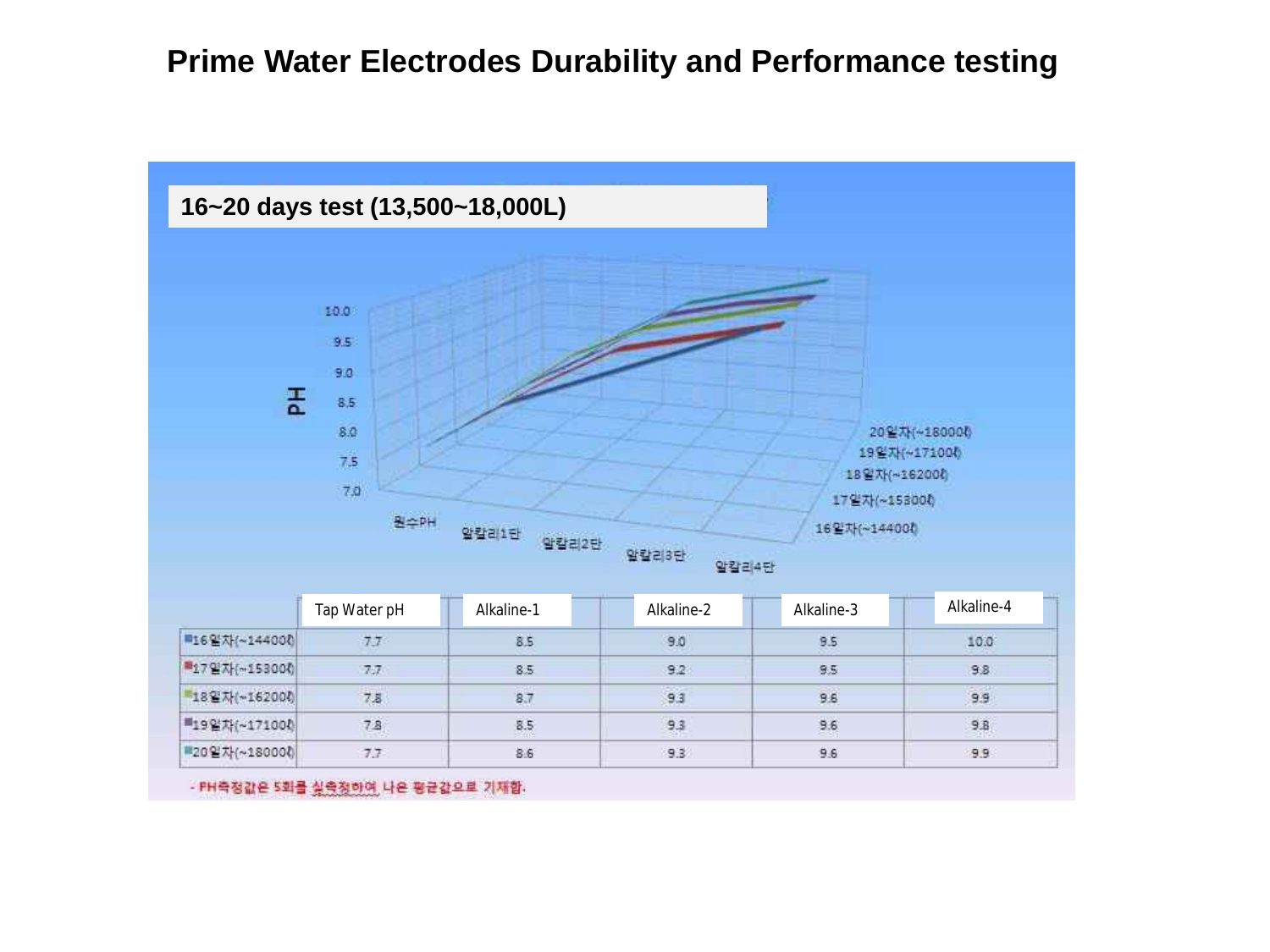# Prime Water Electrodes Durability and Performance testing

## 16~20 days test (13,500~18,000L)

| | Tap Water pH | Alkaline-1 | Alkaline-2 | Alkaline-3 | Alkaline-4 |
|---|---|---|---|---|---|
| 16일자(~14400ℓ) | 7.7 | 8.5 | 9.0 | 9.5 | 10.0 |
| 17일자(~15300ℓ) | 7.7 | 8.5 | 9.2 | 9.5 | 9.8 |
| 18일자(~16200ℓ) | 7.8 | 8.7 | 9.3 | 9.6 | 9.9 |
| 19일자(~17100ℓ) | 7.8 | 8.5 | 9.3 | 9.6 | 9.8 |
| 20일자(~18000ℓ) | 7.7 | 8.6 | 9.3 | 9.6 | 9.9 |

- PH측정값은 5회를 실측정하여 나온 평균값으로 기재함.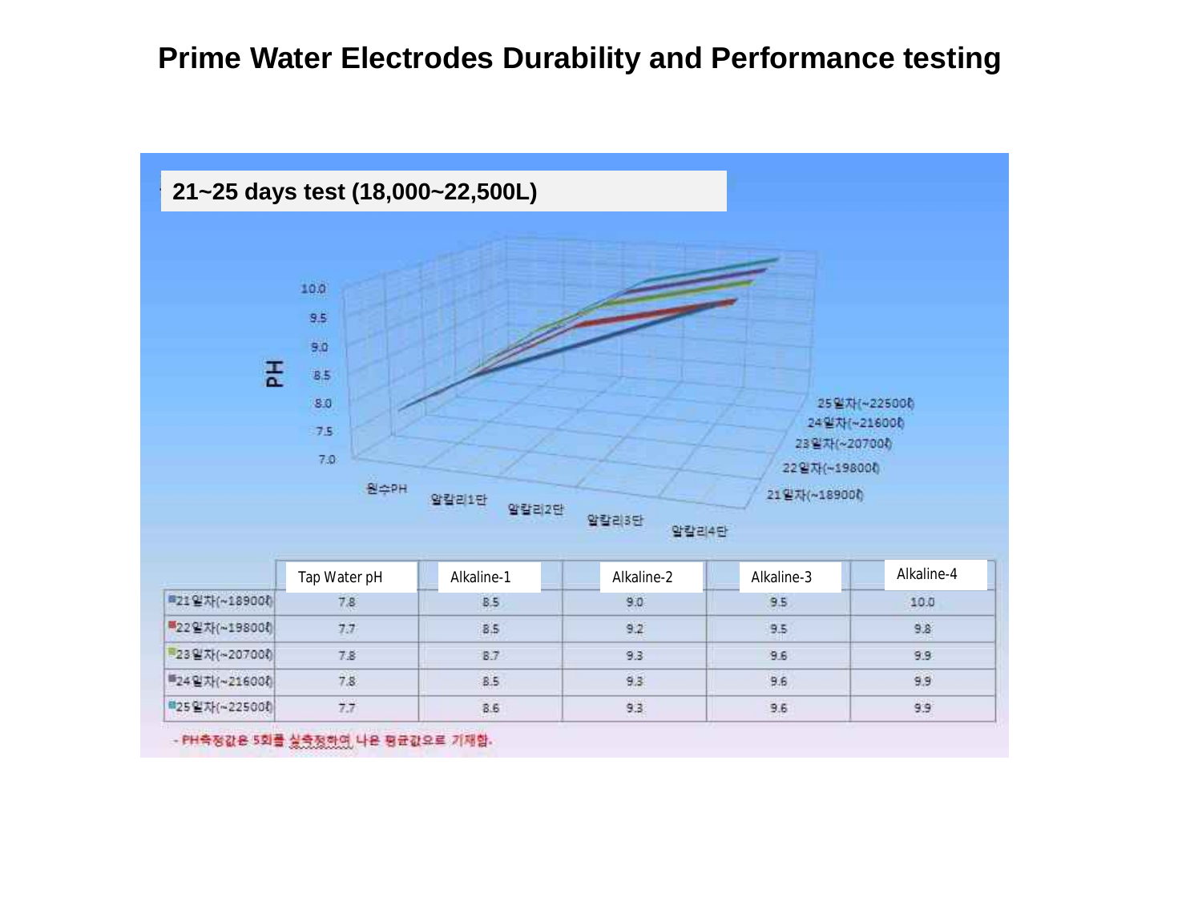# Prime Water Electrodes Durability and Performance testing

**21~25 days test (18,000~22,500L)**

|  | Tap Water pH | Alkaline-1 | Alkaline-2 | Alkaline-3 | Alkaline-4 |
|---|---|---|---|---|---|
| 21일자(~18900ℓ) | 7.8 | 8.5 | 9.0 | 9.5 | 10.0 |
| 22일자(~19800ℓ) | 7.7 | 8.5 | 9.2 | 9.5 | 9.8 |
| 23일자(~20700ℓ) | 7.8 | 8.7 | 9.3 | 9.6 | 9.9 |
| 24일자(~21600ℓ) | 7.8 | 8.5 | 9.3 | 9.6 | 9.9 |
| 25일자(~22500ℓ) | 7.7 | 8.6 | 9.3 | 9.6 | 9.9 |

- PH측정값은 5회를 실측정하여 나온 평균값으로 기재함.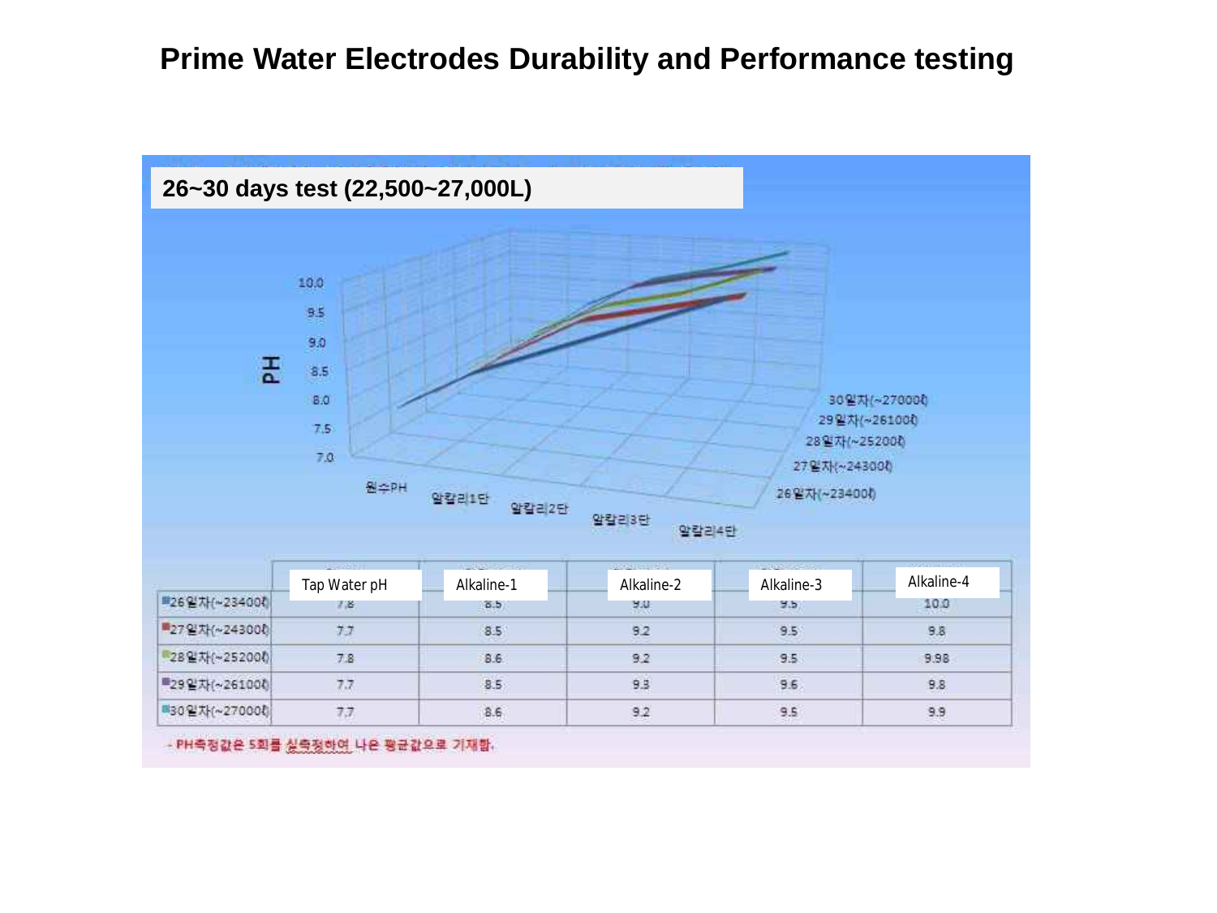# Prime Water Electrodes Durability and Performance testing

**26~30 days test (22,500~27,000L)**

| | Tap Water pH | Alkaline-1 | Alkaline-2 | Alkaline-3 | Alkaline-4 |
|---|---|---|---|---|---|
| 26일자(~23400ℓ) | 7.8 | 8.5 | 9.0 | 9.5 | 10.0 |
| 27일자(~24300ℓ) | 7.7 | 8.5 | 9.2 | 9.5 | 9.8 |
| 28일자(~25200ℓ) | 7.8 | 8.6 | 9.2 | 9.5 | 9.98 |
| 29일자(~26100ℓ) | 7.7 | 8.5 | 9.3 | 9.6 | 9.8 |
| 30일자(~27000ℓ) | 7.7 | 8.6 | 9.2 | 9.5 | 9.9 |

- PH측정값은 5회를 실측정하여 나온 평균값으로 기재함.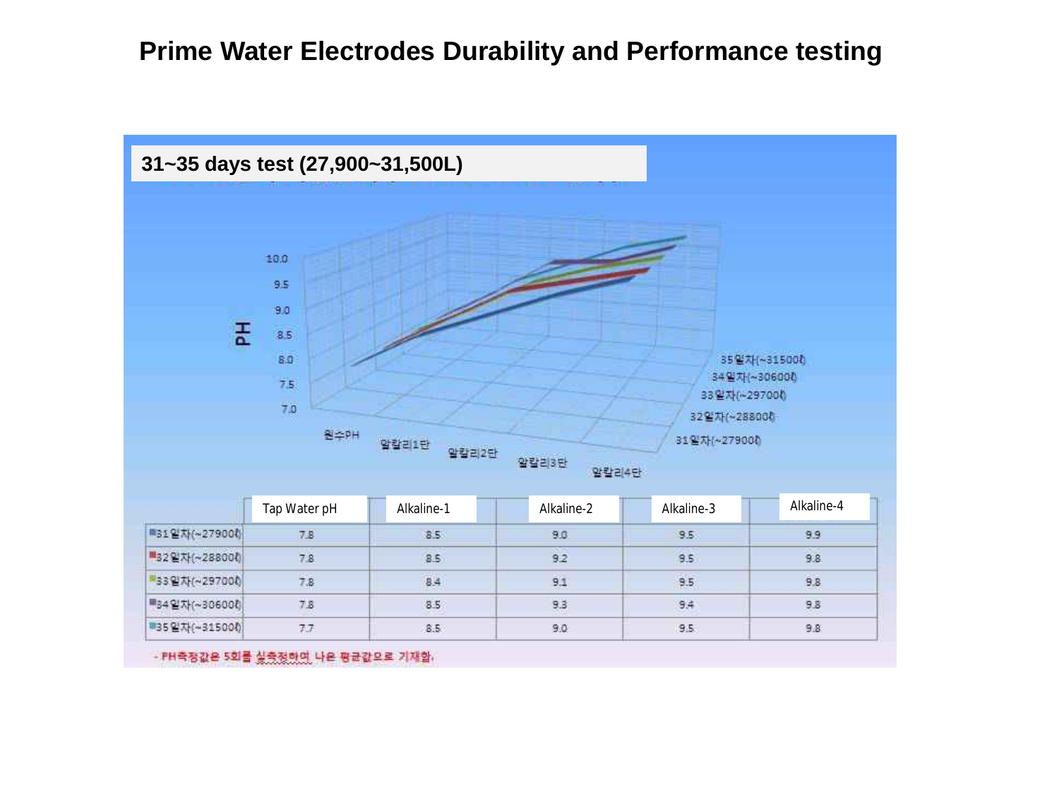# Prime Water Electrodes Durability and Performance testing

## 31~35 days test (27,900~31,500L)

| | Tap Water pH | Alkaline-1 | Alkaline-2 | Alkaline-3 | Alkaline-4 |
|---|---|---|---|---|---|
| 31일차(~27900ℓ) | 7.8 | 8.5 | 9.0 | 9.5 | 9.9 |
| 32일차(~28800ℓ) | 7.8 | 8.5 | 9.2 | 9.5 | 9.8 |
| 33일차(~29700ℓ) | 7.8 | 8.4 | 9.1 | 9.5 | 9.8 |
| 34일차(~30600ℓ) | 7.8 | 8.5 | 9.3 | 9.4 | 9.8 |
| 35일차(~31500ℓ) | 7.7 | 8.5 | 9.0 | 9.5 | 9.8 |

- PH측정값은 5회를 실측정하여 나온 평균값으로 기재함.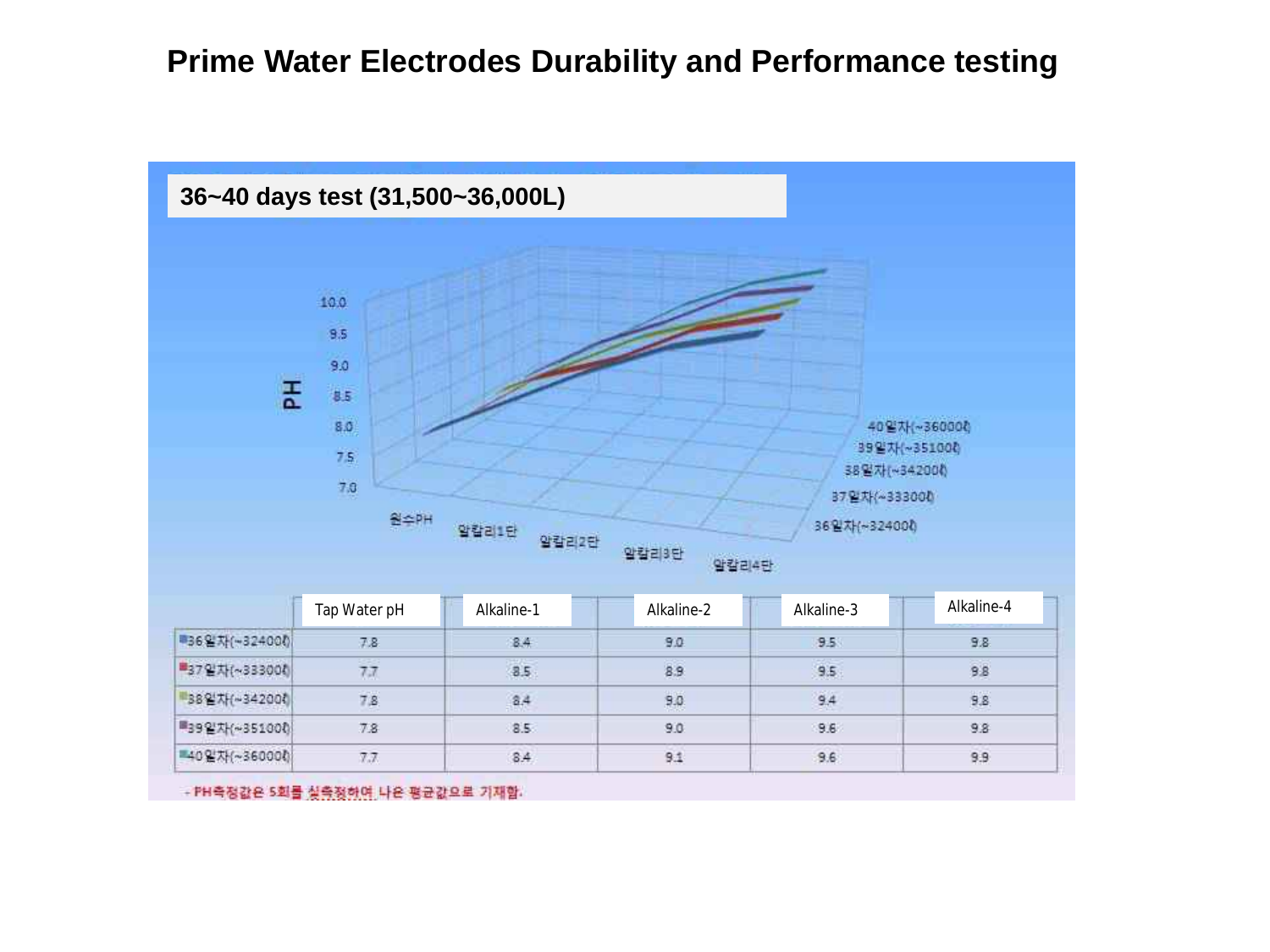# Prime Water Electrodes Durability and Performance testing

## 36~40 days test (31,500~36,000L)

| | Tap Water pH | Alkaline-1 | Alkaline-2 | Alkaline-3 | Alkaline-4 |
|---|---|---|---|---|---|
| 36일차(~32400ℓ) | 7.8 | 8.4 | 9.0 | 9.5 | 9.8 |
| 37일차(~33300ℓ) | 7.7 | 8.5 | 8.9 | 9.5 | 9.8 |
| 38일차(~34200ℓ) | 7.8 | 8.4 | 9.0 | 9.4 | 9.8 |
| 39일차(~35100ℓ) | 7.8 | 8.5 | 9.0 | 9.6 | 9.8 |
| 40일차(~36000ℓ) | 7.7 | 8.4 | 9.1 | 9.6 | 9.9 |

- PH측정값은 5회를 실측정하여 나온 평균값으로 기재함.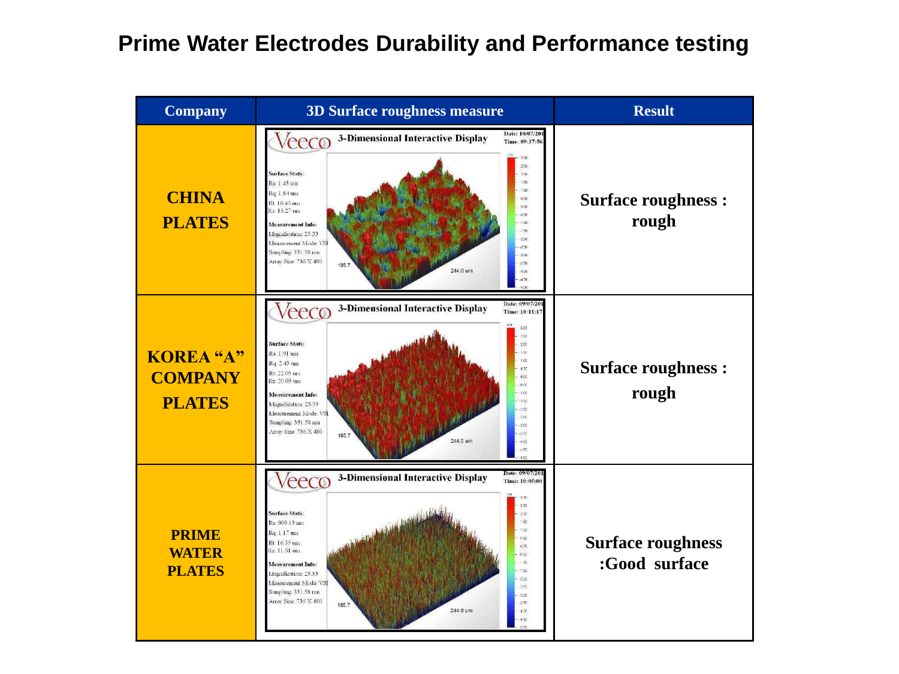# Prime Water Electrodes Durability and Performance testing

| Company | 3D Surface roughness measure | Result |
|---|---|---|
| CHINA PLATES | Veeco 3-Dimensional Interactive Display<br>Date: 10/07/201<br>Time: 09:37:56<br>Surface Stats:<br>Ra: 1.45 um<br>Rq: 1.84 um<br>Rt: 16.45 um<br>Rz: 15.27 um<br>Measurement Info:<br>Magnification: 25.33<br>Measurement Mode: VSI<br>Sampling: 331.58 nm<br>Array Size: 736 X 480 | Surface roughness : rough |
| KOREA "A" COMPANY PLATES | Veeco 3-Dimensional Interactive Display<br>Date: 09/07/201<br>Time: 10:11:17<br>Surface Stats:<br>Ra: 1.91 um<br>Rq: 2.43 um<br>Rt: 22.05 um<br>Rz: 20.03 um<br>Measurement Info:<br>Magnification: 25.33<br>Measurement Mode: VSI<br>Sampling: 331.58 nm<br>Array Size: 736 X 480 | Surface roughness : rough |
| PRIME WATER PLATES | Veeco 3-Dimensional Interactive Display<br>Date: 09/07/201<br>Time: 10:05:00<br>Surface Stats:<br>Ra: 969.13 nm<br>Rq: 1.17 um<br>Rt: 16.35 um<br>Rz: 11.51 um<br>Measurement Info:<br>Magnification: 25.33<br>Measurement Mode: VSI<br>Sampling: 331.58 nm<br>Array Size: 736 X 480 | Surface roughness :Good surface |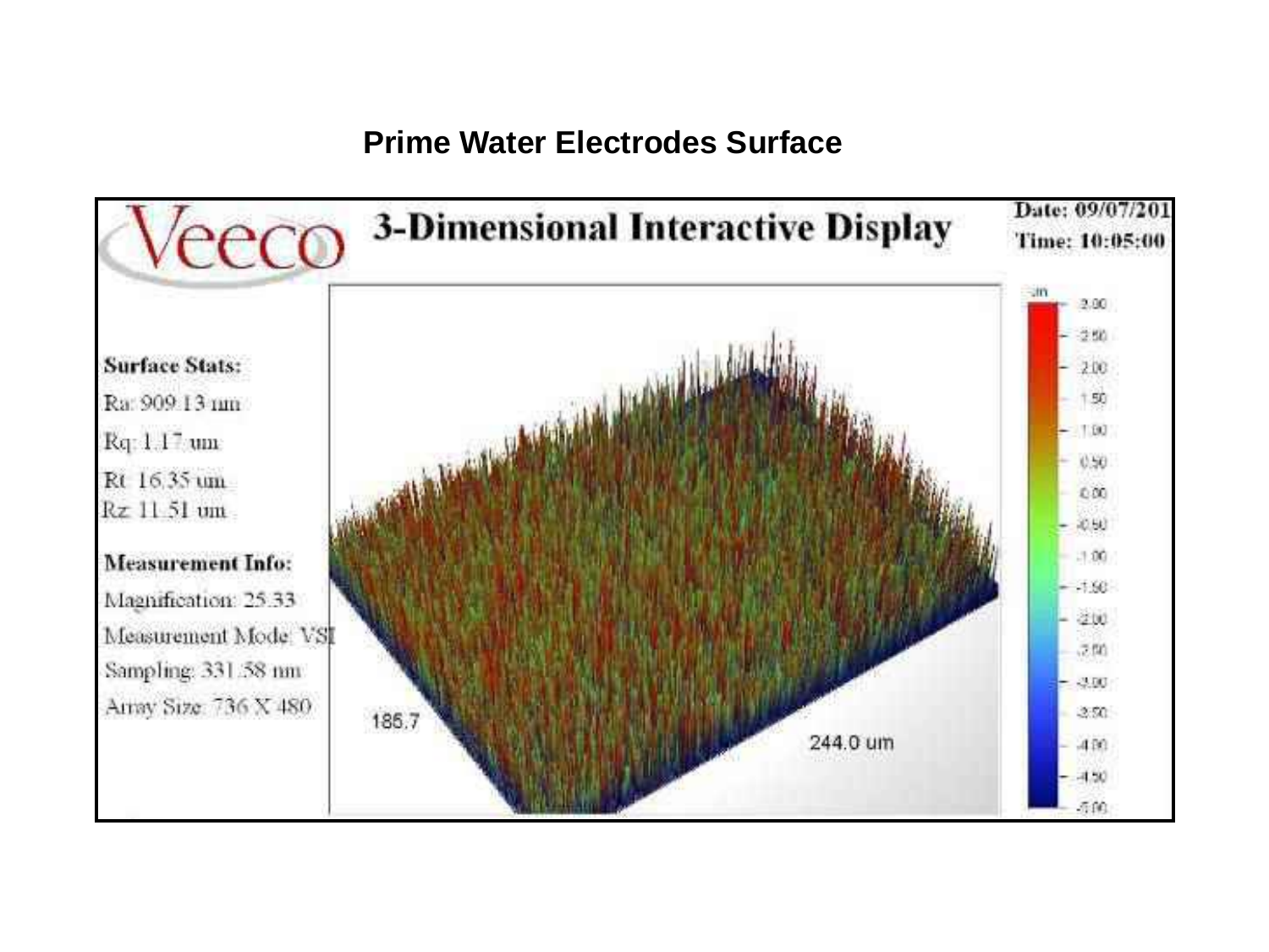# Prime Water Electrodes Surface

Veeco **3-Dimensional Interactive Display**

**Date: 09/07/201**
**Time: 10:05:00**

**Surface Stats:**

Ra: 909.13 nm

Rq: 1.17 um

Rt: 16.35 um

Rz: 11.51 um

**Measurement Info:**

Magnification: 25.33

Measurement Mode: VSI

Sampling: 331.58 nm

Array Size: 736 X 480

186.7

244.0 um

um

3.00

2.50

2.00

1.50

1.00

0.50

0.00

-0.50

-1.00

-1.50

-2.00

-2.50

-3.00

-3.50

-4.00

-4.50

-5.00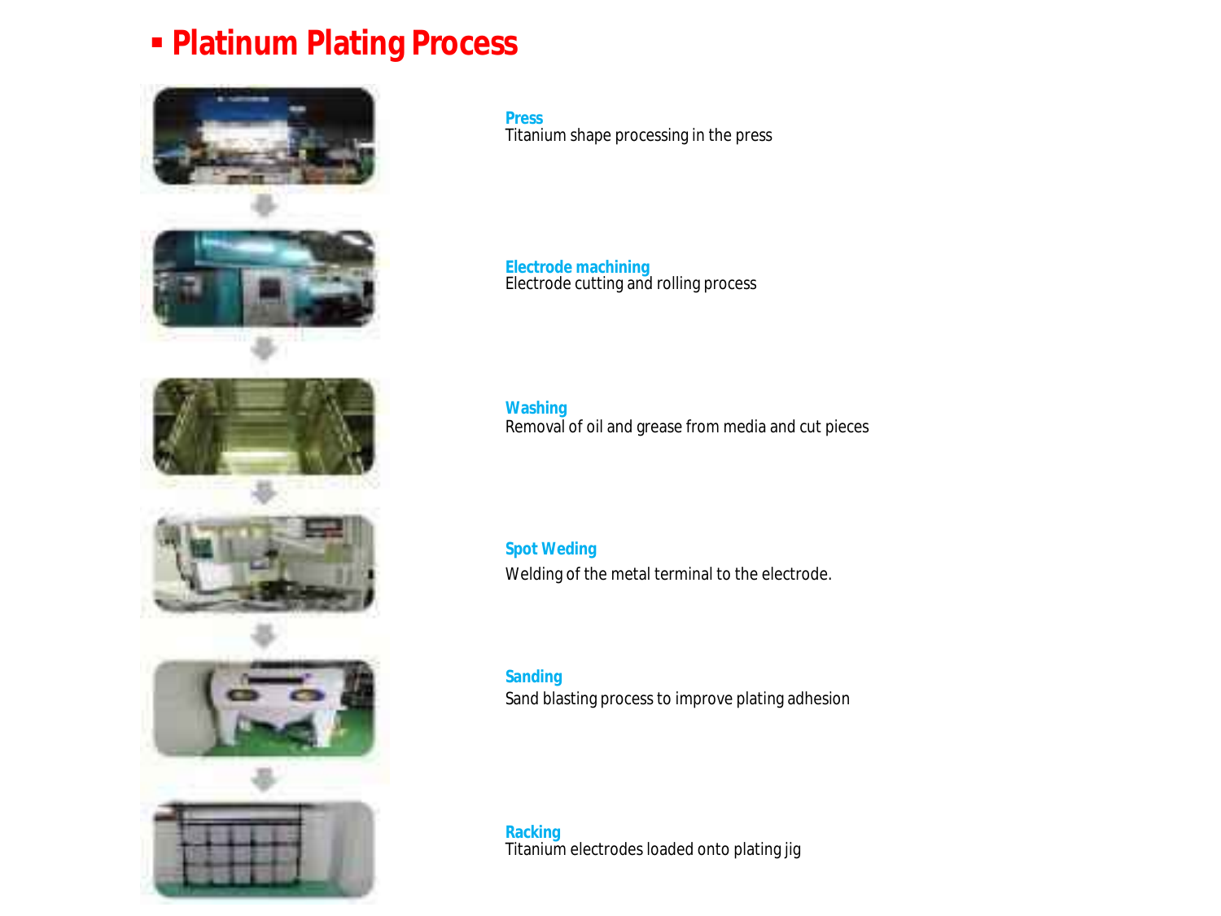# ▪ Platinum Plating Process

**Press**
Titanium shape processing in the press

**Electrode machining**
Electrode cutting and rolling process

**Washing**
Removal of oil and grease from media and cut pieces

**Spot Weding**
Welding of the metal terminal to the electrode.

**Sanding**
Sand blasting process to improve plating adhesion

**Racking**
Titanium electrodes loaded onto plating jig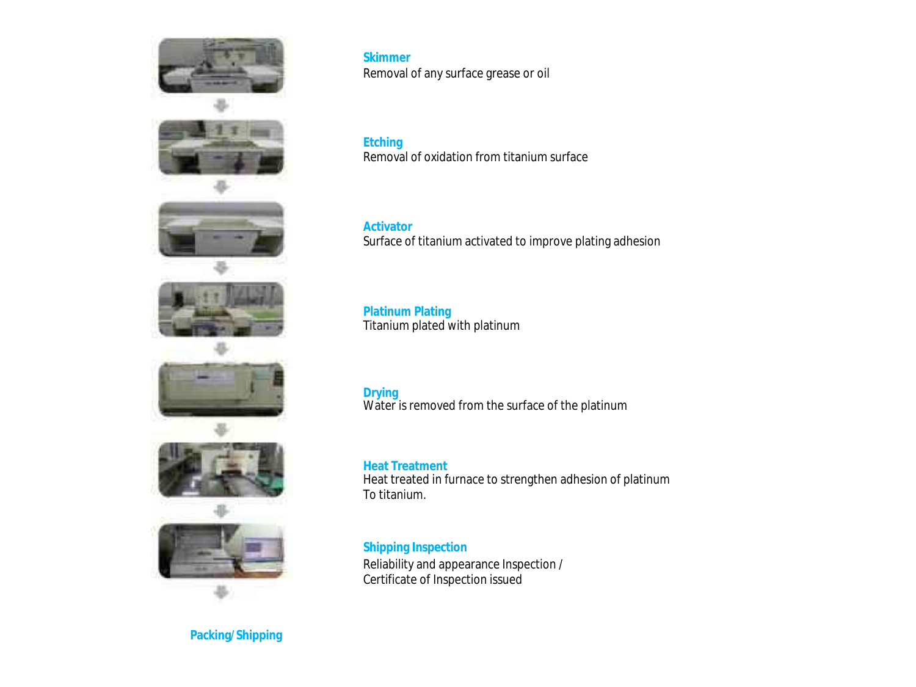**Skimmer**
Removal of any surface grease or oil

**Etching**
Removal of oxidation from titanium surface

**Activator**
Surface of titanium activated to improve plating adhesion

**Platinum Plating**
Titanium plated with platinum

**Drying**
Water is removed from the surface of the platinum

**Heat Treatment**
Heat treated in furnace to strengthen adhesion of platinum
To titanium.

**Shipping Inspection**
Reliability and appearance Inspection /
Certificate of Inspection issued

**Packing/ Shipping**